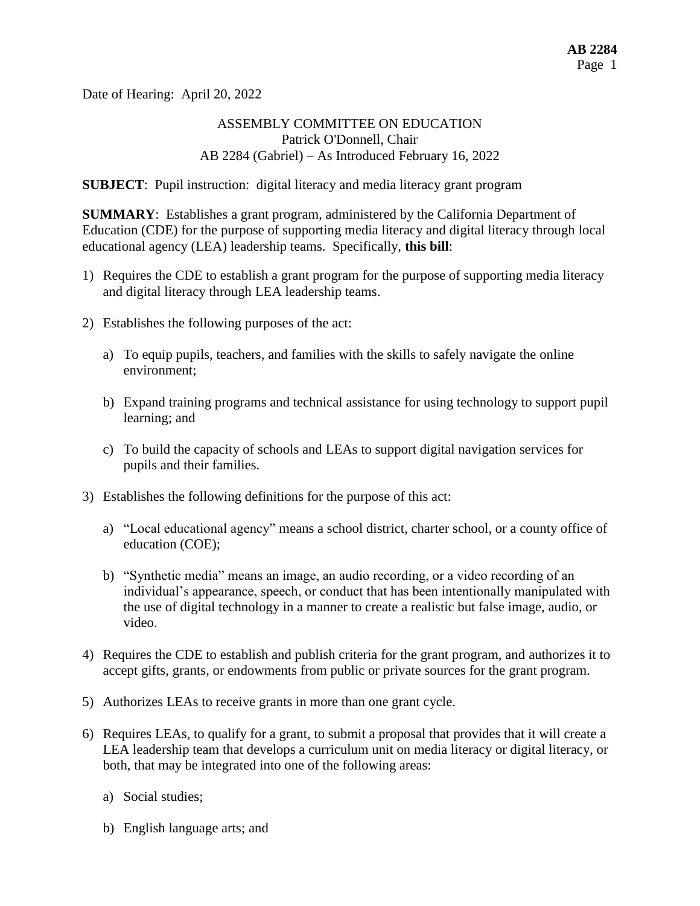Date of Hearing: April 20, 2022

ASSEMBLY COMMITTEE ON EDUCATION
Patrick O'Donnell, Chair
AB 2284 (Gabriel) – As Introduced February 16, 2022

**SUBJECT**: Pupil instruction: digital literacy and media literacy grant program

**SUMMARY**: Establishes a grant program, administered by the California Department of Education (CDE) for the purpose of supporting media literacy and digital literacy through local educational agency (LEA) leadership teams. Specifically, **this bill**:

1) Requires the CDE to establish a grant program for the purpose of supporting media literacy and digital literacy through LEA leadership teams.

2) Establishes the following purposes of the act:

   a) To equip pupils, teachers, and families with the skills to safely navigate the online environment;

   b) Expand training programs and technical assistance for using technology to support pupil learning; and

   c) To build the capacity of schools and LEAs to support digital navigation services for pupils and their families.

3) Establishes the following definitions for the purpose of this act:

   a) "Local educational agency" means a school district, charter school, or a county office of education (COE);

   b) "Synthetic media" means an image, an audio recording, or a video recording of an individual's appearance, speech, or conduct that has been intentionally manipulated with the use of digital technology in a manner to create a realistic but false image, audio, or video.

4) Requires the CDE to establish and publish criteria for the grant program, and authorizes it to accept gifts, grants, or endowments from public or private sources for the grant program.

5) Authorizes LEAs to receive grants in more than one grant cycle.

6) Requires LEAs, to qualify for a grant, to submit a proposal that provides that it will create a LEA leadership team that develops a curriculum unit on media literacy or digital literacy, or both, that may be integrated into one of the following areas:

   a) Social studies;

   b) English language arts; and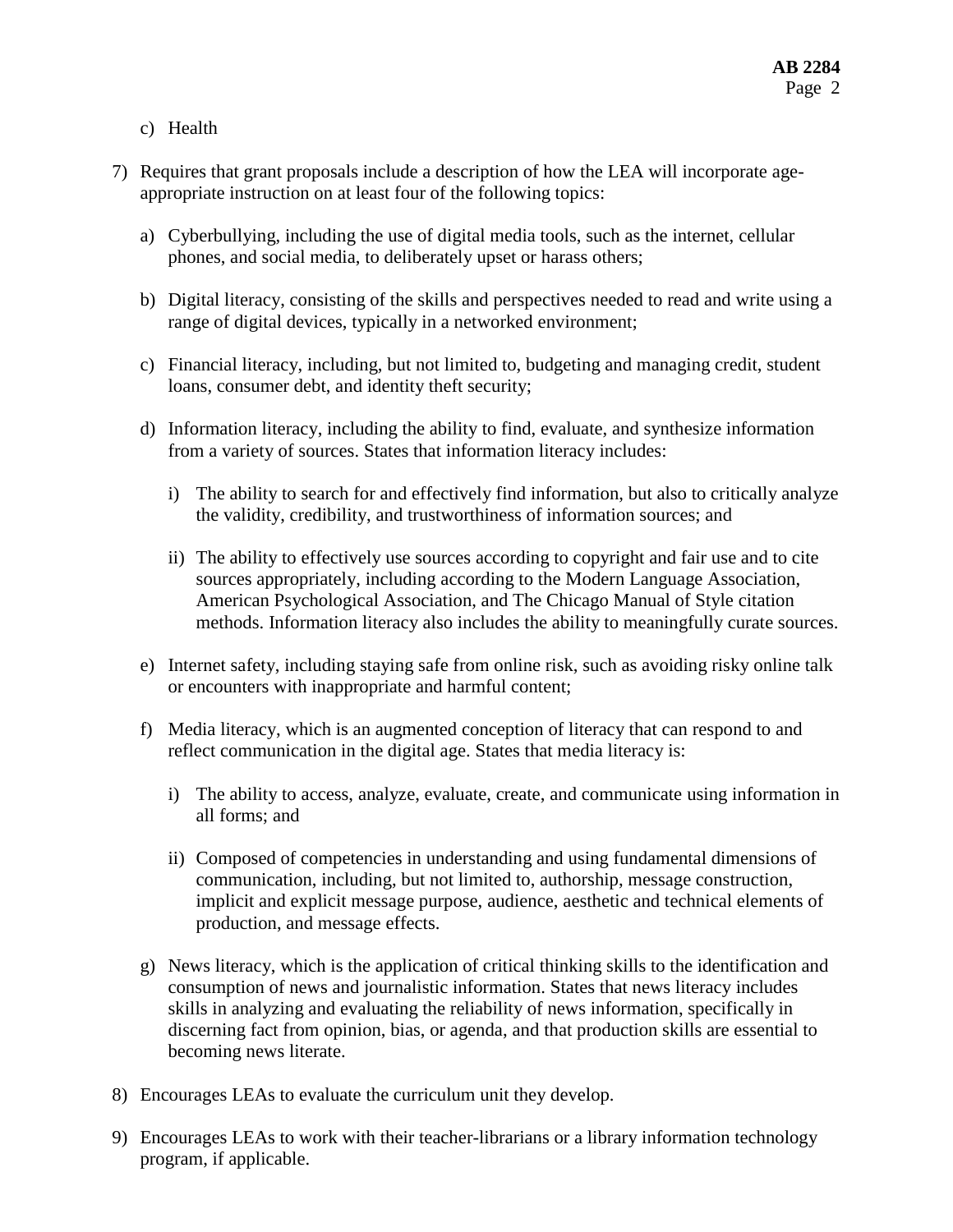c) Health

7) Requires that grant proposals include a description of how the LEA will incorporate age-appropriate instruction on at least four of the following topics:

   a) Cyberbullying, including the use of digital media tools, such as the internet, cellular phones, and social media, to deliberately upset or harass others;

   b) Digital literacy, consisting of the skills and perspectives needed to read and write using a range of digital devices, typically in a networked environment;

   c) Financial literacy, including, but not limited to, budgeting and managing credit, student loans, consumer debt, and identity theft security;

   d) Information literacy, including the ability to find, evaluate, and synthesize information from a variety of sources. States that information literacy includes:

      i) The ability to search for and effectively find information, but also to critically analyze the validity, credibility, and trustworthiness of information sources; and

      ii) The ability to effectively use sources according to copyright and fair use and to cite sources appropriately, including according to the Modern Language Association, American Psychological Association, and The Chicago Manual of Style citation methods. Information literacy also includes the ability to meaningfully curate sources.

   e) Internet safety, including staying safe from online risk, such as avoiding risky online talk or encounters with inappropriate and harmful content;

   f) Media literacy, which is an augmented conception of literacy that can respond to and reflect communication in the digital age. States that media literacy is:

      i) The ability to access, analyze, evaluate, create, and communicate using information in all forms; and

      ii) Composed of competencies in understanding and using fundamental dimensions of communication, including, but not limited to, authorship, message construction, implicit and explicit message purpose, audience, aesthetic and technical elements of production, and message effects.

   g) News literacy, which is the application of critical thinking skills to the identification and consumption of news and journalistic information. States that news literacy includes skills in analyzing and evaluating the reliability of news information, specifically in discerning fact from opinion, bias, or agenda, and that production skills are essential to becoming news literate.

8) Encourages LEAs to evaluate the curriculum unit they develop.

9) Encourages LEAs to work with their teacher-librarians or a library information technology program, if applicable.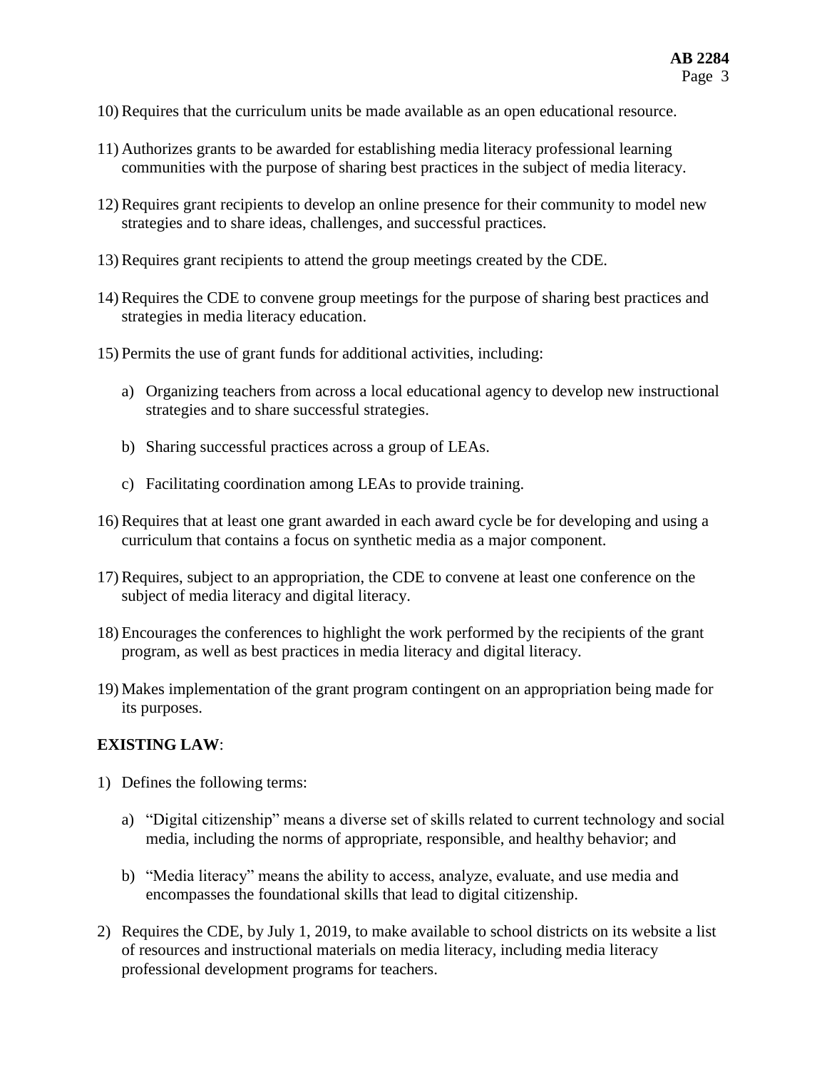10) Requires that the curriculum units be made available as an open educational resource.

11) Authorizes grants to be awarded for establishing media literacy professional learning communities with the purpose of sharing best practices in the subject of media literacy.

12) Requires grant recipients to develop an online presence for their community to model new strategies and to share ideas, challenges, and successful practices.

13) Requires grant recipients to attend the group meetings created by the CDE.

14) Requires the CDE to convene group meetings for the purpose of sharing best practices and strategies in media literacy education.

15) Permits the use of grant funds for additional activities, including:

    a) Organizing teachers from across a local educational agency to develop new instructional strategies and to share successful strategies.

    b) Sharing successful practices across a group of LEAs.

    c) Facilitating coordination among LEAs to provide training.

16) Requires that at least one grant awarded in each award cycle be for developing and using a curriculum that contains a focus on synthetic media as a major component.

17) Requires, subject to an appropriation, the CDE to convene at least one conference on the subject of media literacy and digital literacy.

18) Encourages the conferences to highlight the work performed by the recipients of the grant program, as well as best practices in media literacy and digital literacy.

19) Makes implementation of the grant program contingent on an appropriation being made for its purposes.

**EXISTING LAW**:

1) Defines the following terms:

    a) "Digital citizenship" means a diverse set of skills related to current technology and social media, including the norms of appropriate, responsible, and healthy behavior; and

    b) "Media literacy" means the ability to access, analyze, evaluate, and use media and encompasses the foundational skills that lead to digital citizenship.

2) Requires the CDE, by July 1, 2019, to make available to school districts on its website a list of resources and instructional materials on media literacy, including media literacy professional development programs for teachers.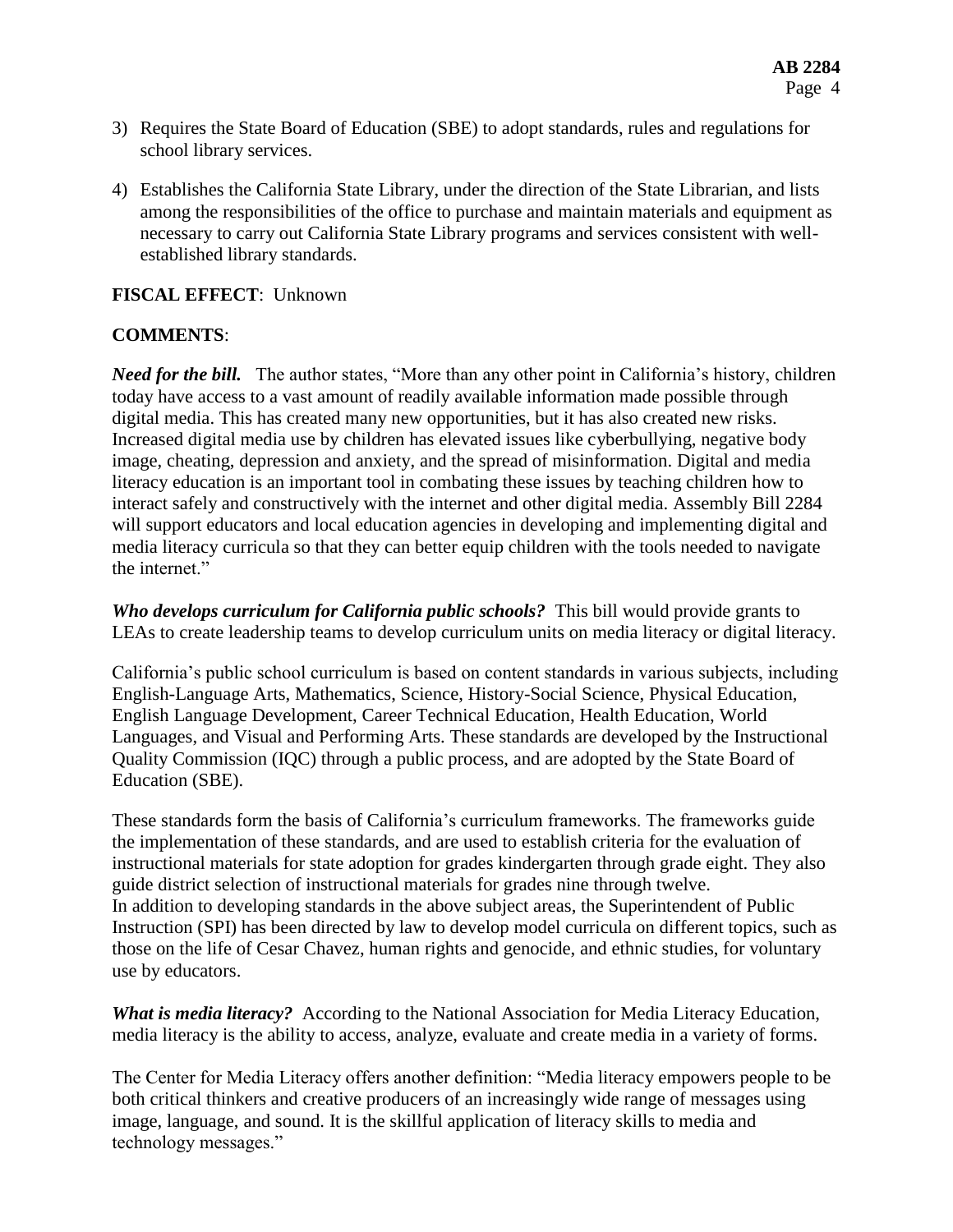3) Requires the State Board of Education (SBE) to adopt standards, rules and regulations for school library services.

4) Establishes the California State Library, under the direction of the State Librarian, and lists among the responsibilities of the office to purchase and maintain materials and equipment as necessary to carry out California State Library programs and services consistent with well-established library standards.

**FISCAL EFFECT**: Unknown

**COMMENTS**:

***Need for the bill.*** The author states, "More than any other point in California's history, children today have access to a vast amount of readily available information made possible through digital media. This has created many new opportunities, but it has also created new risks. Increased digital media use by children has elevated issues like cyberbullying, negative body image, cheating, depression and anxiety, and the spread of misinformation. Digital and media literacy education is an important tool in combating these issues by teaching children how to interact safely and constructively with the internet and other digital media. Assembly Bill 2284 will support educators and local education agencies in developing and implementing digital and media literacy curricula so that they can better equip children with the tools needed to navigate the internet."

***Who develops curriculum for California public schools?*** This bill would provide grants to LEAs to create leadership teams to develop curriculum units on media literacy or digital literacy.

California's public school curriculum is based on content standards in various subjects, including English-Language Arts, Mathematics, Science, History-Social Science, Physical Education, English Language Development, Career Technical Education, Health Education, World Languages, and Visual and Performing Arts. These standards are developed by the Instructional Quality Commission (IQC) through a public process, and are adopted by the State Board of Education (SBE).

These standards form the basis of California's curriculum frameworks. The frameworks guide the implementation of these standards, and are used to establish criteria for the evaluation of instructional materials for state adoption for grades kindergarten through grade eight. They also guide district selection of instructional materials for grades nine through twelve.
In addition to developing standards in the above subject areas, the Superintendent of Public Instruction (SPI) has been directed by law to develop model curricula on different topics, such as those on the life of Cesar Chavez, human rights and genocide, and ethnic studies, for voluntary use by educators.

***What is media literacy?*** According to the National Association for Media Literacy Education, media literacy is the ability to access, analyze, evaluate and create media in a variety of forms.

The Center for Media Literacy offers another definition: "Media literacy empowers people to be both critical thinkers and creative producers of an increasingly wide range of messages using image, language, and sound. It is the skillful application of literacy skills to media and technology messages."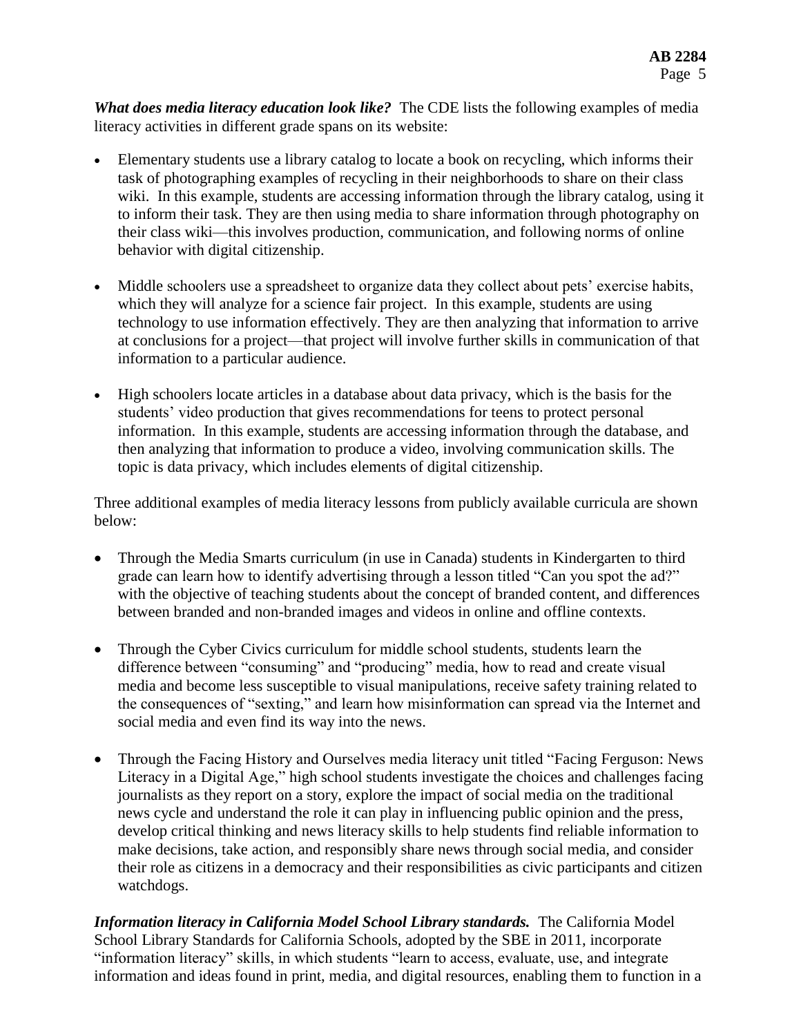***What does media literacy education look like?*** The CDE lists the following examples of media literacy activities in different grade spans on its website:

- Elementary students use a library catalog to locate a book on recycling, which informs their task of photographing examples of recycling in their neighborhoods to share on their class wiki. In this example, students are accessing information through the library catalog, using it to inform their task. They are then using media to share information through photography on their class wiki—this involves production, communication, and following norms of online behavior with digital citizenship.

- Middle schoolers use a spreadsheet to organize data they collect about pets' exercise habits, which they will analyze for a science fair project. In this example, students are using technology to use information effectively. They are then analyzing that information to arrive at conclusions for a project—that project will involve further skills in communication of that information to a particular audience.

- High schoolers locate articles in a database about data privacy, which is the basis for the students' video production that gives recommendations for teens to protect personal information. In this example, students are accessing information through the database, and then analyzing that information to produce a video, involving communication skills. The topic is data privacy, which includes elements of digital citizenship.

Three additional examples of media literacy lessons from publicly available curricula are shown below:

- Through the Media Smarts curriculum (in use in Canada) students in Kindergarten to third grade can learn how to identify advertising through a lesson titled "Can you spot the ad?" with the objective of teaching students about the concept of branded content, and differences between branded and non-branded images and videos in online and offline contexts.

- Through the Cyber Civics curriculum for middle school students, students learn the difference between "consuming" and "producing" media, how to read and create visual media and become less susceptible to visual manipulations, receive safety training related to the consequences of "sexting," and learn how misinformation can spread via the Internet and social media and even find its way into the news.

- Through the Facing History and Ourselves media literacy unit titled "Facing Ferguson: News Literacy in a Digital Age," high school students investigate the choices and challenges facing journalists as they report on a story, explore the impact of social media on the traditional news cycle and understand the role it can play in influencing public opinion and the press, develop critical thinking and news literacy skills to help students find reliable information to make decisions, take action, and responsibly share news through social media, and consider their role as citizens in a democracy and their responsibilities as civic participants and citizen watchdogs.

***Information literacy in California Model School Library standards.*** The California Model School Library Standards for California Schools, adopted by the SBE in 2011, incorporate "information literacy" skills, in which students "learn to access, evaluate, use, and integrate information and ideas found in print, media, and digital resources, enabling them to function in a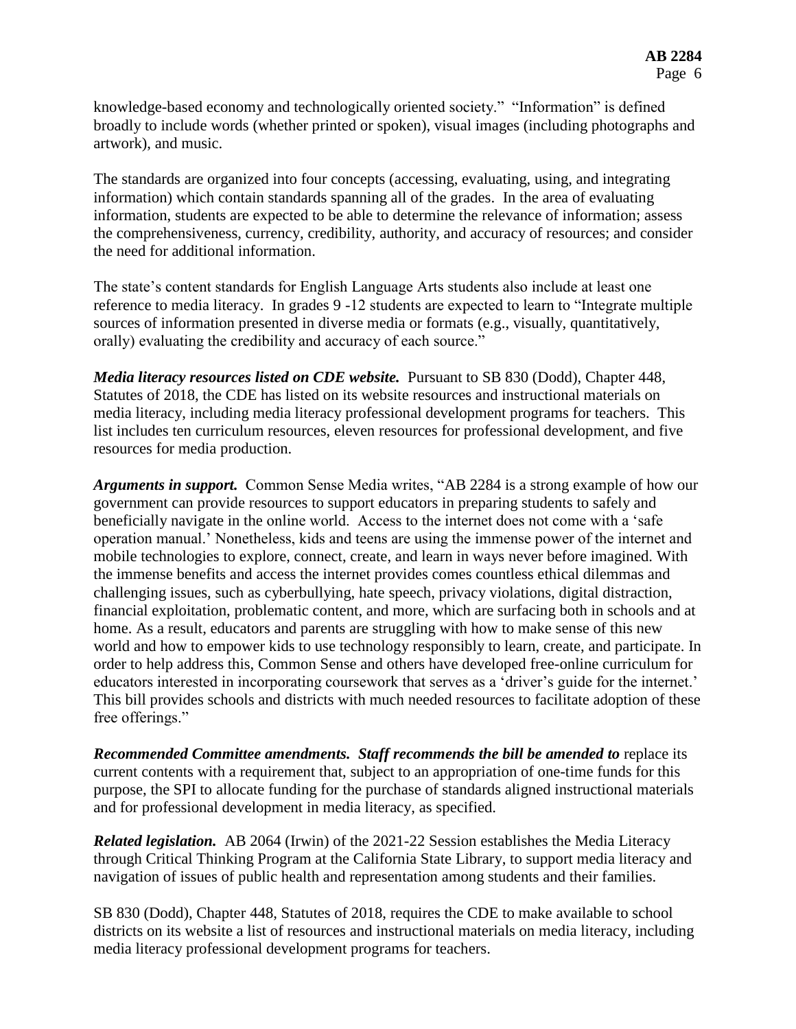knowledge-based economy and technologically oriented society." "Information" is defined broadly to include words (whether printed or spoken), visual images (including photographs and artwork), and music.

The standards are organized into four concepts (accessing, evaluating, using, and integrating information) which contain standards spanning all of the grades. In the area of evaluating information, students are expected to be able to determine the relevance of information; assess the comprehensiveness, currency, credibility, authority, and accuracy of resources; and consider the need for additional information.

The state's content standards for English Language Arts students also include at least one reference to media literacy. In grades 9 -12 students are expected to learn to "Integrate multiple sources of information presented in diverse media or formats (e.g., visually, quantitatively, orally) evaluating the credibility and accuracy of each source."

***Media literacy resources listed on CDE website.*** Pursuant to SB 830 (Dodd), Chapter 448, Statutes of 2018, the CDE has listed on its website resources and instructional materials on media literacy, including media literacy professional development programs for teachers. This list includes ten curriculum resources, eleven resources for professional development, and five resources for media production.

***Arguments in support.*** Common Sense Media writes, "AB 2284 is a strong example of how our government can provide resources to support educators in preparing students to safely and beneficially navigate in the online world. Access to the internet does not come with a 'safe operation manual.' Nonetheless, kids and teens are using the immense power of the internet and mobile technologies to explore, connect, create, and learn in ways never before imagined. With the immense benefits and access the internet provides comes countless ethical dilemmas and challenging issues, such as cyberbullying, hate speech, privacy violations, digital distraction, financial exploitation, problematic content, and more, which are surfacing both in schools and at home. As a result, educators and parents are struggling with how to make sense of this new world and how to empower kids to use technology responsibly to learn, create, and participate. In order to help address this, Common Sense and others have developed free-online curriculum for educators interested in incorporating coursework that serves as a 'driver's guide for the internet.' This bill provides schools and districts with much needed resources to facilitate adoption of these free offerings."

***Recommended Committee amendments. Staff recommends the bill be amended to*** replace its current contents with a requirement that, subject to an appropriation of one-time funds for this purpose, the SPI to allocate funding for the purchase of standards aligned instructional materials and for professional development in media literacy, as specified.

***Related legislation.*** AB 2064 (Irwin) of the 2021-22 Session establishes the Media Literacy through Critical Thinking Program at the California State Library, to support media literacy and navigation of issues of public health and representation among students and their families.

SB 830 (Dodd), Chapter 448, Statutes of 2018, requires the CDE to make available to school districts on its website a list of resources and instructional materials on media literacy, including media literacy professional development programs for teachers.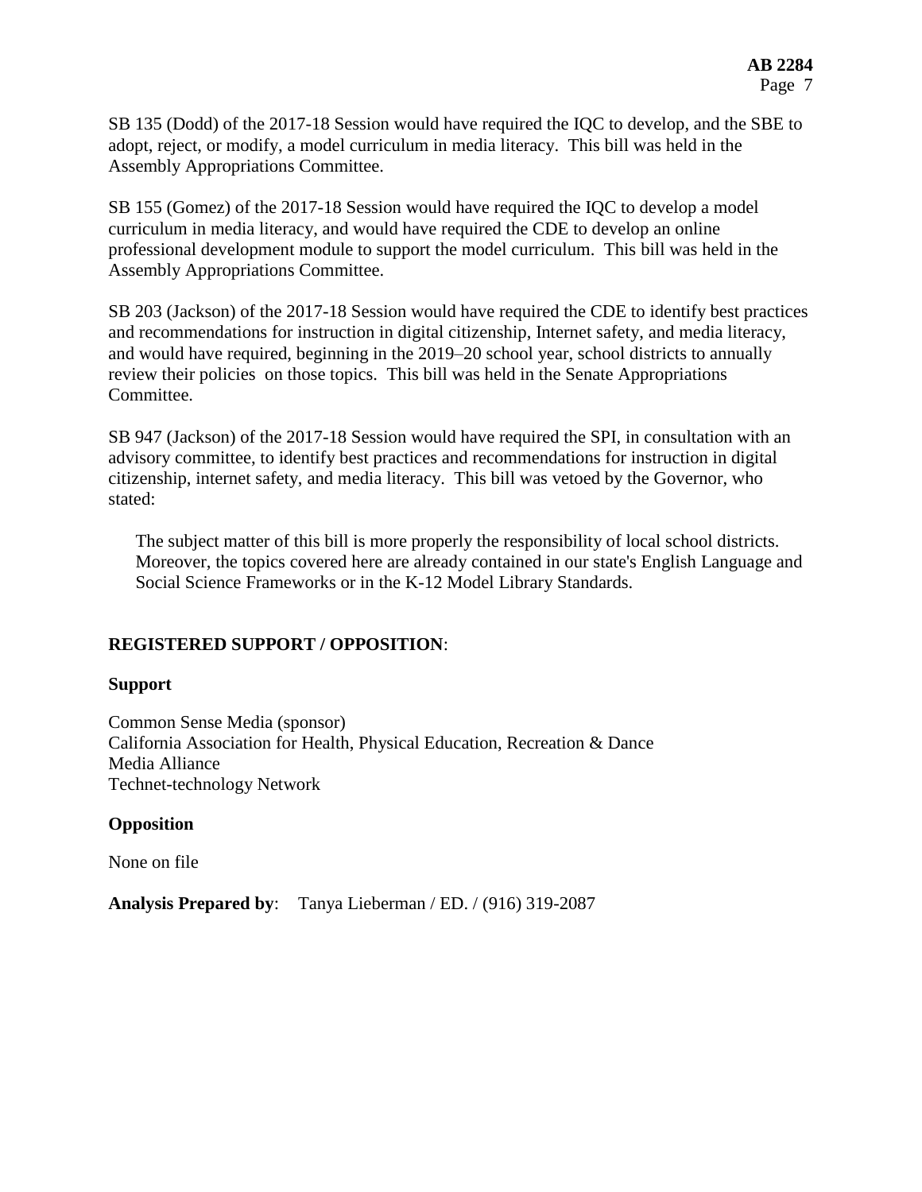SB 135 (Dodd) of the 2017-18 Session would have required the IQC to develop, and the SBE to adopt, reject, or modify, a model curriculum in media literacy. This bill was held in the Assembly Appropriations Committee.

SB 155 (Gomez) of the 2017-18 Session would have required the IQC to develop a model curriculum in media literacy, and would have required the CDE to develop an online professional development module to support the model curriculum. This bill was held in the Assembly Appropriations Committee.

SB 203 (Jackson) of the 2017-18 Session would have required the CDE to identify best practices and recommendations for instruction in digital citizenship, Internet safety, and media literacy, and would have required, beginning in the 2019–20 school year, school districts to annually review their policies on those topics. This bill was held in the Senate Appropriations Committee.

SB 947 (Jackson) of the 2017-18 Session would have required the SPI, in consultation with an advisory committee, to identify best practices and recommendations for instruction in digital citizenship, internet safety, and media literacy. This bill was vetoed by the Governor, who stated:

> The subject matter of this bill is more properly the responsibility of local school districts. Moreover, the topics covered here are already contained in our state's English Language and Social Science Frameworks or in the K-12 Model Library Standards.

## REGISTERED SUPPORT / OPPOSITION:

### Support

Common Sense Media (sponsor)
California Association for Health, Physical Education, Recreation & Dance
Media Alliance
Technet-technology Network

### Opposition

None on file

**Analysis Prepared by**: Tanya Lieberman / ED. / (916) 319-2087